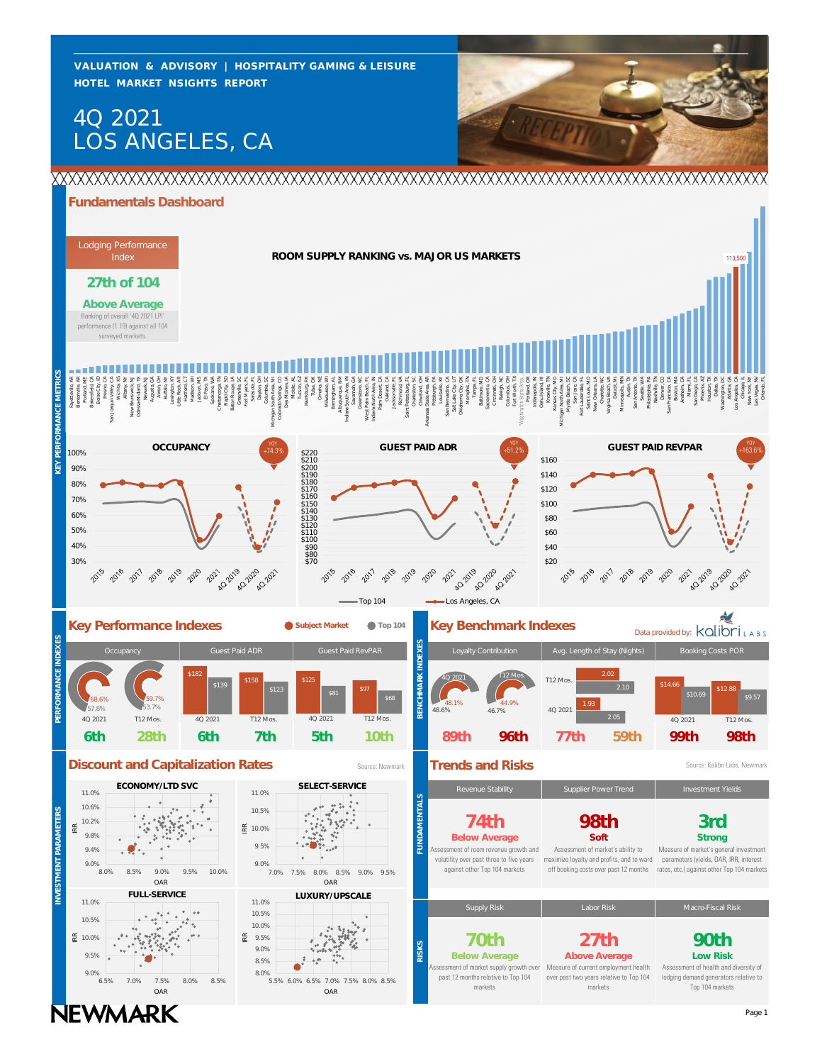VALUATION & ADVISORY | HOSPITALITY GAMING & LEISURE

HOTEL MARKET NSIGHTS REPORT

# 4Q 2021
# LOS ANGELES, CA

## Fundamentals Dashboard

**Lodging Performance Index**

**27th of 104**

**Above Average**

Ranking of overall '4Q 2021 LPI' performance (1.19) against all 104 surveyed markets.

**ROOM SUPPLY RANKING vs. MAJOR US MARKETS**

113,500

**OCCUPANCY** — YOY +74.3%

**GUEST PAID ADR** — YOY +51.2%

**GUEST PAID REVPAR** — YOY +163.6%

Top 104 — Los Angeles, CA

## Key Performance Indexes

Subject Market / Top 104

| | Occupancy | | Guest Paid ADR | | Guest Paid RevPAR | |
|---|---|---|---|---|---|---|
| | 4Q 2021 | T12 Mos. | 4Q 2021 | T12 Mos. | 4Q 2021 | T12 Mos. |
| Subject Market | 68.6% | 59.7% | $182 | $158 | $125 | $97 |
| Top 104 | 57.8% | 53.7% | $139 | $123 | $81 | $68 |
| Rank | 6th | 28th | 6th | 7th | 5th | 10th |

## Key Benchmark Indexes

Data provided by: kalibri LABS

| | Loyalty Contribution | | Avg. Length of Stay (Nights) | | Booking Costs POR | |
|---|---|---|---|---|---|---|
| | 4Q 2021 | T12 Mos. | T12 Mos. | 4Q 2021 | 4Q 2021 | T12 Mos. |
| Subject Market | 48.1% | 44.9% | 2.02 | 1.93 | $14.66 | $12.88 |
| Top 104 | 48.6% | 46.7% | 2.10 | 2.05 | $10.69 | $9.57 |
| Rank | 89th | 96th | 77th | 59th | 99th | 98th |

## Discount and Capitalization Rates

Source: Newmark

ECONOMY/LTD SVC — SELECT-SERVICE — FULL-SERVICE — LUXURY/UPSCALE (IRR vs. OAR)

## Trends and Risks

Source: Kalibri Labs, Newmark

| Revenue Stability | Supplier Power Trend | Investment Yields |
|---|---|---|
| **74th** Below Average | **98th** Soft | **3rd** Strong |
| Assessment of room revenue growth and volatility over past three to five years against other Top 104 markets | Assessment of market's ability to maximize loyalty and profits, and to ward off booking costs over past 12 months | Measure of market's general investment parameters (yields, OAR, IRR, interest rates, etc.) against other Top 104 markets |

| Supply Risk | Labor Risk | Macro-Fiscal Risk |
|---|---|---|
| **70th** Below Average | **27th** Above Average | **90th** Low Risk |
| Assessment of market supply growth over past 12 months relative to Top 104 markets | Measure of current employment health over past two years relative to Top 104 markets | Assessment of health and diversity of lodging demand generators relative to Top 104 markets |

NEWMARK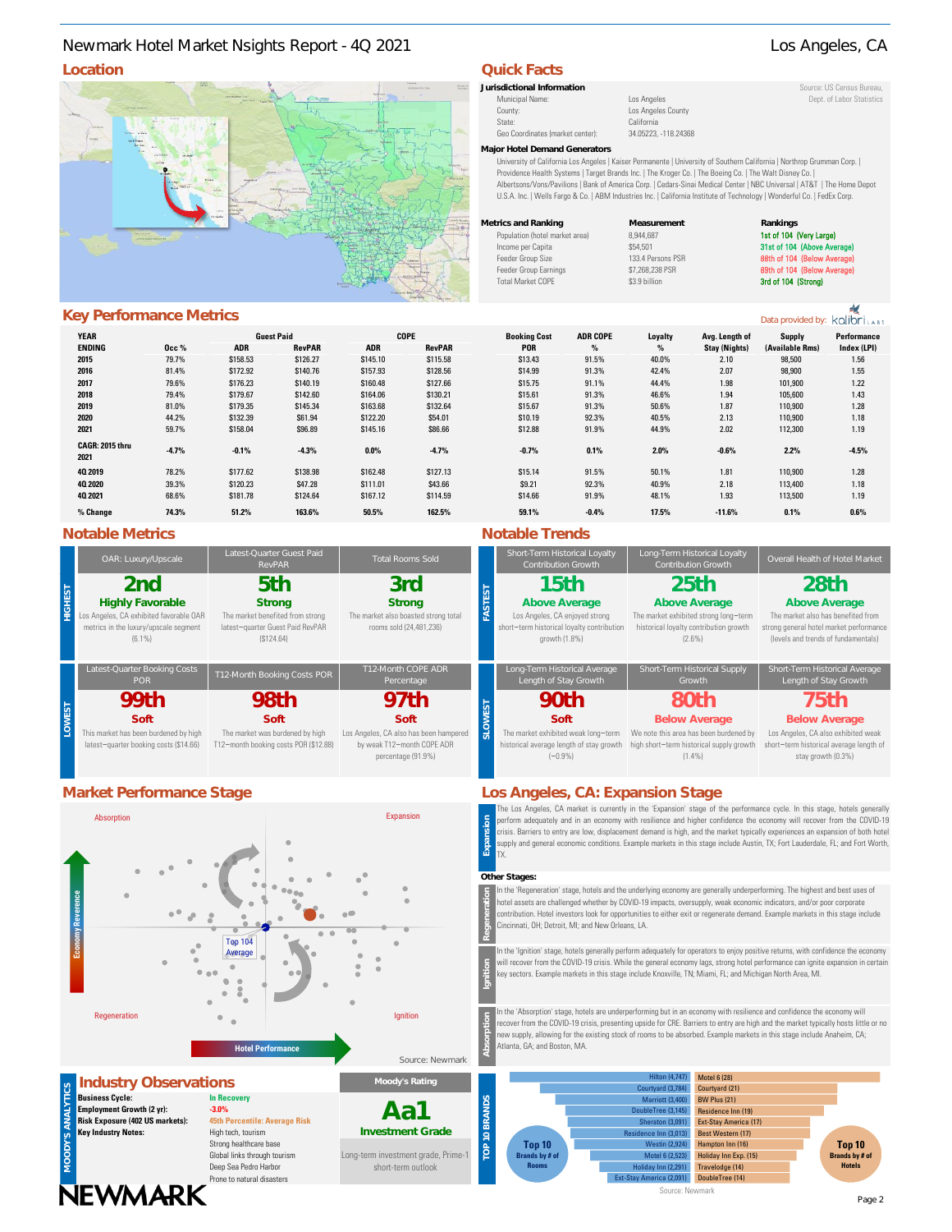# Newmark Hotel Market Nsights Report - 4Q 2021

Los Angeles, CA

## Location

## Quick Facts

**Jurisdictional Information**

Source: US Census Bureau, Dept. of Labor Statistics

| | |
|---|---|
| Municipal Name: | Los Angeles |
| County: | Los Angeles County |
| State: | California |
| Geo Coordinates (market center): | 34.05223, -118.24368 |

**Major Hotel Demand Generators**

University of California Los Angeles | Kaiser Permanente | University of Southern California | Northrop Grumman Corp. | Providence Health Systems | Target Brands Inc. | The Kroger Co. | The Boeing Co. | The Walt Disney Co. | Albertsons/Vons/Pavilions | Bank of America Corp. | Cedars-Sinai Medical Center | NBC Universal | AT&T | The Home Depot U.S.A. Inc. | Wells Fargo & Co. | ABM Industries Inc. | California Institute of Technology | Wonderful Co. | FedEx Corp.

| Metrics and Ranking | Measurement | Rankings |
|---|---|---|
| Population (hotel market area) | 8,944,687 | 1st of 104 (Very Large) |
| Income per Capita | $54,501 | 31st of 104 (Above Average) |
| Feeder Group Size | 133.4 Persons PSR | 88th of 104 (Below Average) |
| Feeder Group Earnings | $7,268,238 PSR | 89th of 104 (Below Average) |
| Total Market COPE | $3.9 billion | 3rd of 104 (Strong) |

## Key Performance Metrics

Data provided by: kalibri LABS

| YEAR ENDING | Occ % | Guest Paid ADR | Guest Paid RevPAR | COPE ADR | COPE RevPAR | Booking Cost POR | ADR COPE % | Loyalty % | Avg. Length of Stay (Nights) | Supply (Available Rms) | Performance Index (LPI) |
|---|---|---|---|---|---|---|---|---|---|---|---|
| 2015 | 79.7% | $158.53 | $126.27 | $145.10 | $115.58 | $13.43 | 91.5% | 40.0% | 2.10 | 98,500 | 1.56 |
| 2016 | 81.4% | $172.92 | $140.76 | $157.93 | $128.56 | $14.99 | 91.3% | 42.4% | 2.07 | 98,900 | 1.55 |
| 2017 | 79.6% | $176.23 | $140.19 | $160.48 | $127.66 | $15.75 | 91.1% | 44.4% | 1.98 | 101,900 | 1.22 |
| 2018 | 79.4% | $179.67 | $142.60 | $164.06 | $130.21 | $15.61 | 91.3% | 46.6% | 1.94 | 105,600 | 1.43 |
| 2019 | 81.0% | $179.35 | $145.34 | $163.68 | $132.64 | $15.67 | 91.3% | 50.6% | 1.87 | 110,900 | 1.28 |
| 2020 | 44.2% | $132.39 | $61.94 | $122.20 | $54.01 | $10.19 | 92.3% | 40.5% | 2.13 | 110,900 | 1.18 |
| 2021 | 59.7% | $158.04 | $96.89 | $145.16 | $86.66 | $12.88 | 91.9% | 44.9% | 2.02 | 112,300 | 1.19 |
| CAGR: 2015 thru 2021 | -4.7% | -0.1% | -4.3% | 0.0% | -4.7% | -0.7% | 0.1% | 2.0% | -0.6% | 2.2% | -4.5% |
| 4Q 2019 | 78.2% | $177.62 | $138.98 | $162.48 | $127.13 | $15.14 | 91.5% | 50.1% | 1.81 | 110,900 | 1.28 |
| 4Q 2020 | 39.3% | $120.23 | $47.28 | $111.01 | $43.66 | $9.21 | 92.3% | 40.9% | 2.18 | 113,400 | 1.18 |
| 4Q 2021 | 68.6% | $181.78 | $124.64 | $167.12 | $114.59 | $14.66 | 91.9% | 48.1% | 1.93 | 113,500 | 1.19 |
| % Change | 74.3% | 51.2% | 163.6% | 50.5% | 162.5% | 59.1% | -0.4% | 17.5% | -11.6% | 0.1% | 0.6% |

## Notable Metrics

**HIGHEST**

| OAR: Luxury/Upscale | Latest-Quarter Guest Paid RevPAR | Total Rooms Sold |
|---|---|---|
| **2nd** Highly Favorable | **5th** Strong | **3rd** Strong |
| Los Angeles, CA exhibited favorable OAR metrics in the luxury/upscale segment (6.1%) | The market benefited from strong latest–quarter Guest Paid RevPAR ($124.64) | The market also boasted strong total rooms sold (24,481,236) |

**LOWEST**

| Latest-Quarter Booking Costs POR | T12-Month Booking Costs POR | T12-Month COPE ADR Percentage |
|---|---|---|
| **99th** Soft | **98th** Soft | **97th** Soft |
| This market has been burdened by high latest–quarter booking costs ($14.66) | The market was burdened by high T12–month booking costs POR ($12.88) | Los Angeles, CA also has been hampered by weak T12–month COPE ADR percentage (91.9%) |

## Notable Trends

**FASTEST**

| Short-Term Historical Loyalty Contribution Growth | Long-Term Historical Loyalty Contribution Growth | Overall Health of Hotel Market |
|---|---|---|
| **15th** Above Average | **25th** Above Average | **28th** Above Average |
| Los Angeles, CA enjoyed strong short–term historical loyalty contribution growth (1.8%) | The market exhibited strong long–term historical loyalty contribution growth (2.6%) | The market also has benefited from strong general hotel market performance (levels and trends of fundamentals) |

**SLOWEST**

| Long-Term Historical Average Length of Stay Growth | Short-Term Historical Supply Growth | Short-Term Historical Average Length of Stay Growth |
|---|---|---|
| **90th** Soft | **80th** Below Average | **75th** Below Average |
| The market exhibited weak long–term historical average length of stay growth (−0.9%) | We note this area has been burdened by high short–term historical supply growth (1.4%) | Los Angeles, CA also exhibited weak short–term historical average length of stay growth (0.3%) |

## Market Performance Stage

Absorption | Expansion | Regeneration | Ignition

Economy Reverence — Hotel Performance

Top 104 Average

Source: Newmark

## Los Angeles, CA: Expansion Stage

**Expansion:** The Los Angeles, CA market is currently in the 'Expansion' stage of the performance cycle. In this stage, hotels generally perform adequately and in an economy with resilience and higher confidence the economy will recover from the COVID-19 crisis. Barriers to entry are low, displacement demand is high, and the market typically experiences an expansion of both hotel supply and general economic conditions. Example markets in this stage include Austin, TX; Fort Lauderdale, FL; and Fort Worth, TX.

**Other Stages:**

**Regeneration:** In the 'Regeneration' stage, hotels and the underlying economy are generally underperforming. The highest and best uses of hotel assets are challenged whether by COVID-19 impacts, oversupply, weak economic indicators, and/or poor corporate contribution. Hotel investors look for opportunities to either exit or regenerate demand. Example markets in this stage include Cincinnati, OH; Detroit, MI; and New Orleans, LA.

**Ignition:** In the 'Ignition' stage, hotels generally perform adequately for operators to enjoy positive returns, with confidence the economy will recover from the COVID-19 crisis. While the general economy lags, strong hotel performance can ignite expansion in certain key sectors. Example markets in this stage include Knoxville, TN; Miami, FL; and Michigan North Area, MI.

**Absorption:** In the 'Absorption' stage, hotels are underperforming but in an economy with resilience and confidence the economy will recover from the COVID-19 crisis, presenting upside for CRE. Barriers to entry are high and the market typically hosts little or no new supply, allowing for the existing stock of rooms to be absorbed. Example markets in this stage include Anaheim, CA; Atlanta, GA; and Boston, MA.

## Industry Observations

**MOODY'S ANALYTICS**

| | |
|---|---|
| **Business Cycle:** | In Recovery |
| **Employment Growth (2 yr):** | -3.0% |
| **Risk Exposure (402 US markets):** | 45th Percentile: Average Risk |
| **Key Industry Notes:** | High tech, tourism |
| | Strong healthcare base |
| | Global links through tourism |
| | Deep Sea Pedro Harbor |
| | Prone to natural disasters |

**Moody's Rating**

**Aa1**

**Investment Grade**

Long-term investment grade, Prime-1 short-term outlook

## TOP 10 BRANDS

| Top 10 Brands by # of Rooms | Top 10 Brands by # of Hotels |
|---|---|
| Hilton (4,747) | Motel 6 (28) |
| Courtyard (3,784) | Courtyard (21) |
| Marriott (3,400) | BW Plus (21) |
| DoubleTree (3,145) | Residence Inn (19) |
| Sheraton (3,091) | Ext-Stay America (17) |
| Residence Inn (3,013) | Best Western (17) |
| Westin (2,924) | Hampton Inn (16) |
| Motel 6 (2,523) | Holiday Inn Exp. (15) |
| Holiday Inn (2,291) | Travelodge (14) |
| Ext-Stay America (2,091) | DoubleTree (14) |

Source: Newmark

NEWMARK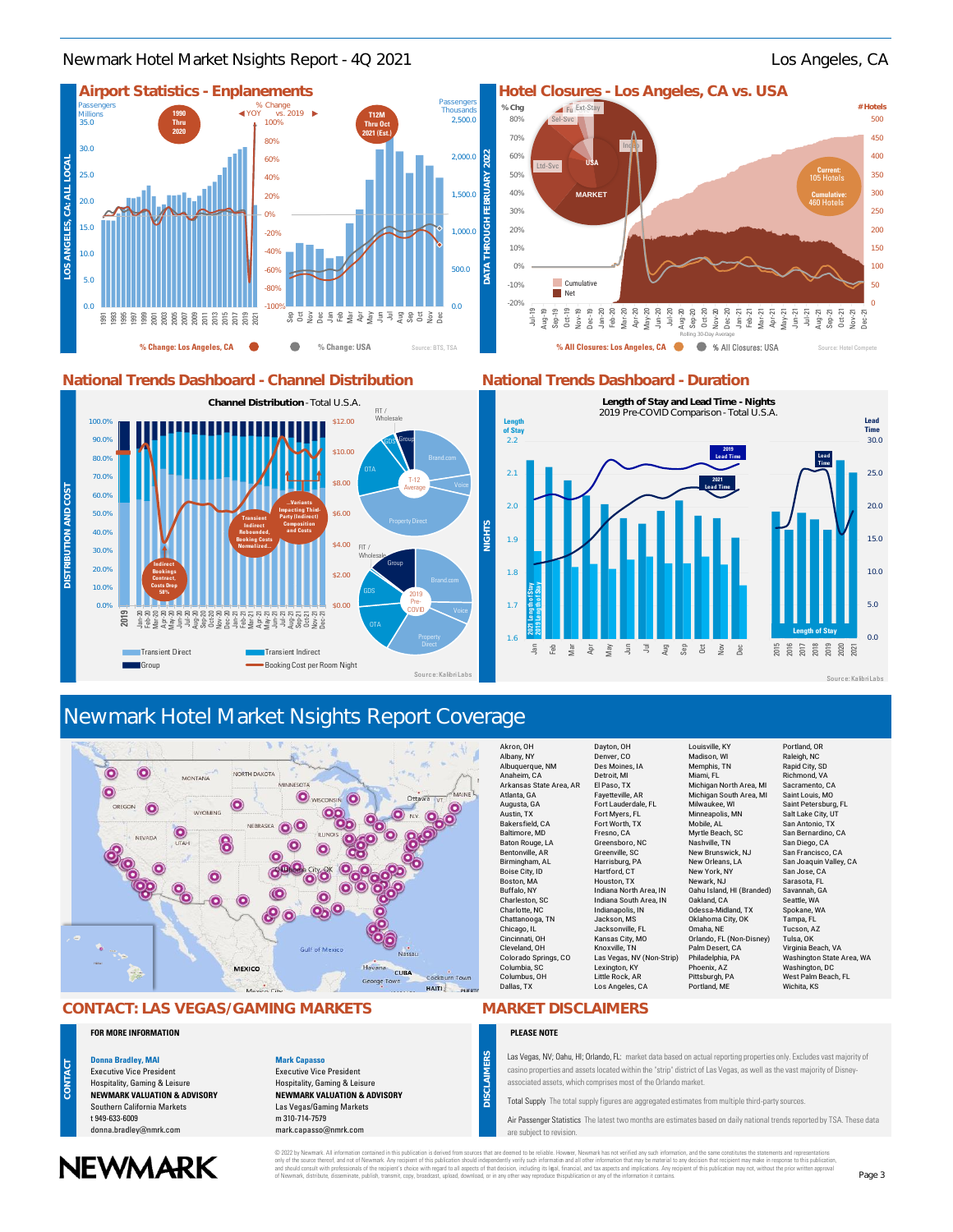Newmark Hotel Market Nsights Report - 4Q 2021 — Los Angeles, CA

## Airport Statistics - Enplanements

LOS ANGELES, CA: ALL LOCAL

Passengers Millions

1990 Thru 2020

% Change ◄YOY vs. 2019 ►

T12M Thru Oct 2021 (Est.)

Passengers Thousands

DATA THROUGH FEBRUARY 2022

% Change: Los Angeles, CA

% Change: USA

Source: BTS, TSA

## Hotel Closures - Los Angeles, CA vs. USA

% Chg

# Hotels

Ext-Stay, Sel-Svc, Ltd-Svc, Indep, USA, MARKET

Current: 105 Hotels

Cumulative: 460 Hotels

Cumulative

Net

Rolling 30-Day Average

% All Closures: Los Angeles, CA

% All Closures: USA

Source: Hotel Compete

## National Trends Dashboard - Channel Distribution

DISTRIBUTION AND COST

Channel Distribution - Total U.S.A.

Indirect Bookings Contract, Costs Drop 58%

Transient Indirect Rebounded, Booking Costs Normalized...

...Variants Impacting Third-Party (Indirect) Composition and Costs

T-12 Average

2019 Pre-COVID

FIT / Wholesale, GDS, Group, Brand.com, Voice, Property Direct, OTA

Transient Direct

Group

Transient Indirect

Booking Cost per Room Night

Source: Kalibri Labs

## National Trends Dashboard - Duration

NIGHTS

Length and Stay and Lead Time - Nights

2019 Pre-COVID Comparison - Total U.S.A.

Length of Stay

Lead Time

2019 Lead Time

2021 Lead Time

2021 Length of Stay

2019 Length of Stay

Source: Kalibri Labs

## Newmark Hotel Market Nsights Report Coverage

Akron, OH
Albany, NY
Albuquerque, NM
Anaheim, CA
Arkansas State Area, AR
Atlanta, GA
Augusta, GA
Austin, TX
Bakersfield, CA
Baltimore, MD
Baton Rouge, LA
Bentonville, AR
Birmingham, AL
Boise City, ID
Boston, MA
Buffalo, NY
Charleston, SC
Charlotte, NC
Chattanooga, TN
Chicago, IL
Cincinnati, OH
Cleveland, OH
Colorado Springs, CO
Columbia, SC
Columbus, OH
Dallas, TX
Dayton, OH
Denver, CO
Des Moines, IA
Detroit, MI
El Paso, TX
Fayetteville, AR
Fort Lauderdale, FL
Fort Myers, FL
Fort Worth, TX
Fresno, CA
Greensboro, NC
Greenville, SC
Harrisburg, PA
Hartford, CT
Houston, TX
Indiana North Area, IN
Indiana South Area, IN
Indianapolis, IN
Jackson, MS
Jacksonville, FL
Kansas City, MO
Knoxville, TN
Las Vegas, NV (Non-Strip)
Lexington, KY
Little Rock, AR
Los Angeles, CA
Louisville, KY
Madison, WI
Memphis, TN
Miami, FL
Michigan North Area, MI
Michigan South Area, MI
Milwaukee, WI
Minneapolis, MN
Mobile, AL
Myrtle Beach, SC
Nashville, TN
New Brunswick, NJ
New Orleans, LA
New York, NY
Newark, NJ
Oahu Island, HI (Branded)
Oakland, CA
Odessa-Midland, TX
Oklahoma City, OK
Omaha, NE
Orlando, FL (Non-Disney)
Palm Desert, CA
Philadelphia, PA
Phoenix, AZ
Pittsburgh, PA
Portland, ME
Portland, OR
Raleigh, NC
Rapid City, SD
Richmond, VA
Sacramento, CA
Saint Louis, MO
Saint Petersburg, FL
Salt Lake City, UT
San Antonio, TX
San Bernardino, CA
San Diego, CA
San Francisco, CA
San Joaquin Valley, CA
San Jose, CA
Sarasota, FL
Savannah, GA
Seattle, WA
Spokane, WA
Tampa, FL
Tucson, AZ
Tulsa, OK
Virginia Beach, VA
Washington State Area, WA
Washington, DC
West Palm Beach, FL
Wichita, KS

## CONTACT: LAS VEGAS/GAMING MARKETS

**FOR MORE INFORMATION**

**Donna Bradley, MAI**
Executive Vice President
Hospitality, Gaming & Leisure
**NEWMARK VALUATION & ADVISORY**
Southern California Markets
t 949-633-6009
donna.bradley@nmrk.com

**Mark Capasso**
Executive Vice President
Hospitality, Gaming & Leisure
**NEWMARK VALUATION & ADVISORY**
Las Vegas/Gaming Markets
m 310-714-7579
mark.capasso@nmrk.com

## MARKET DISCLAIMERS

**PLEASE NOTE**

Las Vegas, NV; Oahu, HI; Orlando, FL: market data based on actual reporting properties only. Excludes vast majority of casino properties and assets located within the "strip" district of Las Vegas, as well as the vast majority of Disney-associated assets, which comprises most of the Orlando market.

Total Supply The total supply figures are aggregated estimates from multiple third-party sources.

Air Passenger Statistics The latest two months are estimates based on daily national trends reported by TSA. These data are subject to revision.

NEWMARK

© 2022 by Newmark. All information contained in this publication is derived from sources that are deemed to be reliable. However, Newmark has not verified any such information, and the same constitutes the statements and representations only of the source thereof, and not of Newmark. Any recipient of this publication should independently verify such information and all other information that may be material to any decision that recipient may make in response to this publication, and should consult with professionals of the recipient's choice with regard to all aspects of that decision, including its legal, financial, and tax aspects and implications. Any recipient of this publication may not, without the prior written approval of Newmark, distribute, disseminate, publish, transmit, copy, broadcast, upload, download, or in any other way reproduce this publication or any of the information it contains.